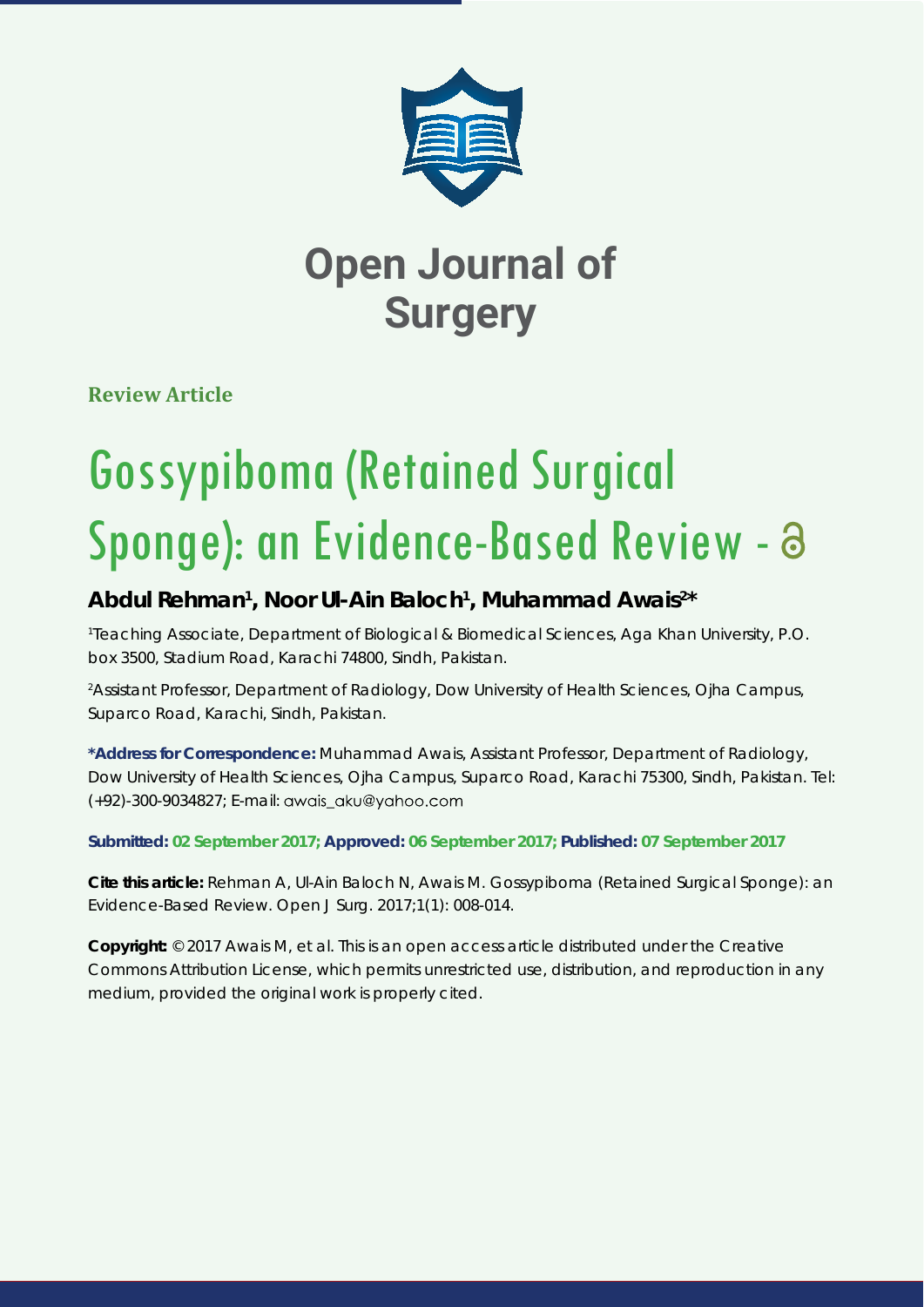# Open Journal of Surgery

**Review Article**

# Gossypiboma (Retained Surgical Sponge): an Evidence-Based Review

## Abdul Rehman[1], Noor Ul-Ain Baloch[1], Muhammad Awais[2]*

[1]Teaching Associate, Department of Biological & Biomedical Sciences, Aga Khan University, P.O. box 3500, Stadium Road, Karachi 74800, Sindh, Pakistan.

[2]Assistant Professor, Department of Radiology, Dow University of Health Sciences, Ojha Campus, Suparco Road, Karachi, Sindh, Pakistan.

**\*Address for Correspondence:** Muhammad Awais, Assistant Professor, Department of Radiology, Dow University of Health Sciences, Ojha Campus, Suparco Road, Karachi 75300, Sindh, Pakistan. Tel: (+92)-300-9034827; E-mail: awais_aku@yahoo.com

**Submitted: 02 September 2017; Approved: 06 September 2017; Published: 07 September 2017**

**Cite this article:** Rehman A, Ul-Ain Baloch N, Awais M. Gossypiboma (Retained Surgical Sponge): an Evidence-Based Review. Open J Surg. 2017;1(1): 008-014.

**Copyright:** © 2017 Awais M, et al. This is an open access article distributed under the Creative Commons Attribution License, which permits unrestricted use, distribution, and reproduction in any medium, provided the original work is properly cited.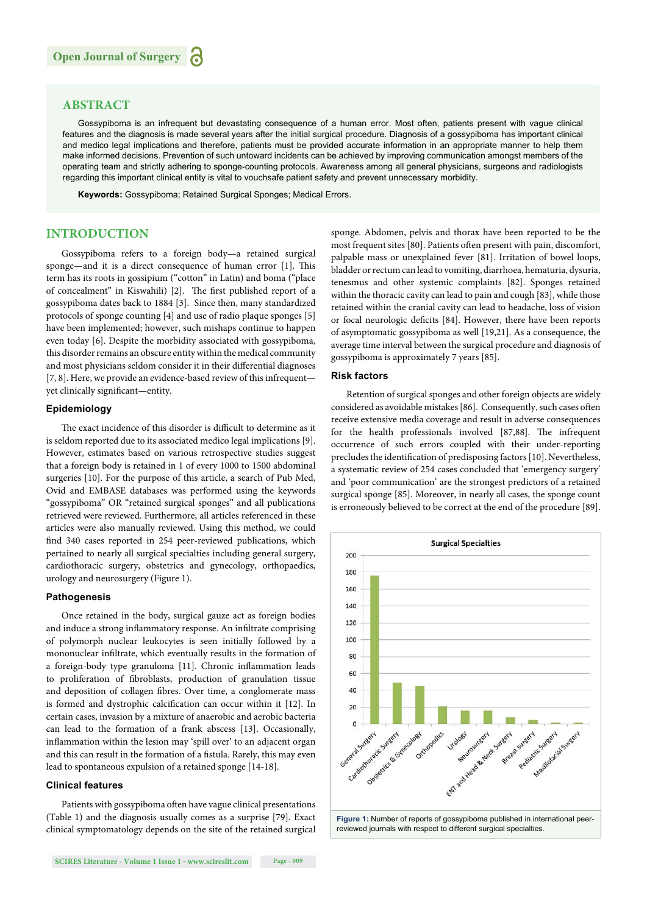## ABSTRACT

Gossypiboma is an infrequent but devastating consequence of a human error. Most often, patients present with vague clinical features and the diagnosis is made several years after the initial surgical procedure. Diagnosis of a gossypiboma has important clinical and medico legal implications and therefore, patients must be provided accurate information in an appropriate manner to help them make informed decisions. Prevention of such untoward incidents can be achieved by improving communication amongst members of the operating team and strictly adhering to sponge-counting protocols. Awareness among all general physicians, surgeons and radiologists regarding this important clinical entity is vital to vouchsafe patient safety and prevent unnecessary morbidity.

**Keywords:** Gossypiboma; Retained Surgical Sponges; Medical Errors.

## INTRODUCTION

Gossypiboma refers to a foreign body—a retained surgical sponge—and it is a direct consequence of human error [1]. This term has its roots in gossipium ("cotton" in Latin) and boma ("place of concealment" in Kiswahili) [2]. The first published report of a gossypiboma dates back to 1884 [3]. Since then, many standardized protocols of sponge counting [4] and use of radio plaque sponges [5] have been implemented; however, such mishaps continue to happen even today [6]. Despite the morbidity associated with gossypiboma, this disorder remains an obscure entity within the medical community and most physicians seldom consider it in their differential diagnoses [7, 8]. Here, we provide an evidence-based review of this infrequent—yet clinically significant—entity.

### Epidemiology

The exact incidence of this disorder is difficult to determine as it is seldom reported due to its associated medico legal implications [9]. However, estimates based on various retrospective studies suggest that a foreign body is retained in 1 of every 1000 to 1500 abdominal surgeries [10]. For the purpose of this article, a search of Pub Med, Ovid and EMBASE databases was performed using the keywords "gossypiboma" OR "retained surgical sponges" and all publications retrieved were reviewed. Furthermore, all articles referenced in these articles were also manually reviewed. Using this method, we could find 340 cases reported in 254 peer-reviewed publications, which pertained to nearly all surgical specialties including general surgery, cardiothoracic surgery, obstetrics and gynecology, orthopaedics, urology and neurosurgery (Figure 1).

### Pathogenesis

Once retained in the body, surgical gauze act as foreign bodies and induce a strong inflammatory response. An infiltrate comprising of polymorph nuclear leukocytes is seen initially followed by a mononuclear infiltrate, which eventually results in the formation of a foreign-body type granuloma [11]. Chronic inflammation leads to proliferation of fibroblasts, production of granulation tissue and deposition of collagen fibres. Over time, a conglomerate mass is formed and dystrophic calcification can occur within it [12]. In certain cases, invasion by a mixture of anaerobic and aerobic bacteria can lead to the formation of a frank abscess [13]. Occasionally, inflammation within the lesion may 'spill over' to an adjacent organ and this can result in the formation of a fistula. Rarely, this may even lead to spontaneous expulsion of a retained sponge [14-18].

### Clinical features

Patients with gossypiboma often have vague clinical presentations (Table 1) and the diagnosis usually comes as a surprise [79]. Exact clinical symptomatology depends on the site of the retained surgical sponge. Abdomen, pelvis and thorax have been reported to be the most frequent sites [80]. Patients often present with pain, discomfort, palpable mass or unexplained fever [81]. Irritation of bowel loops, bladder or rectum can lead to vomiting, diarrhoea, hematuria, dysuria, tenesmus and other systemic complaints [82]. Sponges retained within the thoracic cavity can lead to pain and cough [83], while those retained within the cranial cavity can lead to headache, loss of vision or focal neurologic deficits [84]. However, there have been reports of asymptomatic gossypiboma as well [19,21]. As a consequence, the average time interval between the surgical procedure and diagnosis of gossypiboma is approximately 7 years [85].

### Risk factors

Retention of surgical sponges and other foreign objects are widely considered as avoidable mistakes [86]. Consequently, such cases often receive extensive media coverage and result in adverse consequences for the health professionals involved [87,88]. The infrequent occurrence of such errors coupled with their under-reporting precludes the identification of predisposing factors [10]. Nevertheless, a systematic review of 254 cases concluded that 'emergency surgery' and 'poor communication' are the strongest predictors of a retained surgical sponge [85]. Moreover, in nearly all cases, the sponge count is erroneously believed to be correct at the end of the procedure [89].

Surgical Specialties

200
180
160
140
120
100
80
60
40
20
0

General Surgery
Cardiothoracic Surgery
Obstetrics & Gynecology
Orthopedics
Urology
Neurosurgery
ENT and Head & Neck Surgery
Breast surgery
Pediatric Surgery
Maxillofacial Surgery

**Figure 1:** Number of reports of gossypiboma published in international peer-reviewed journals with respect to different surgical specialties.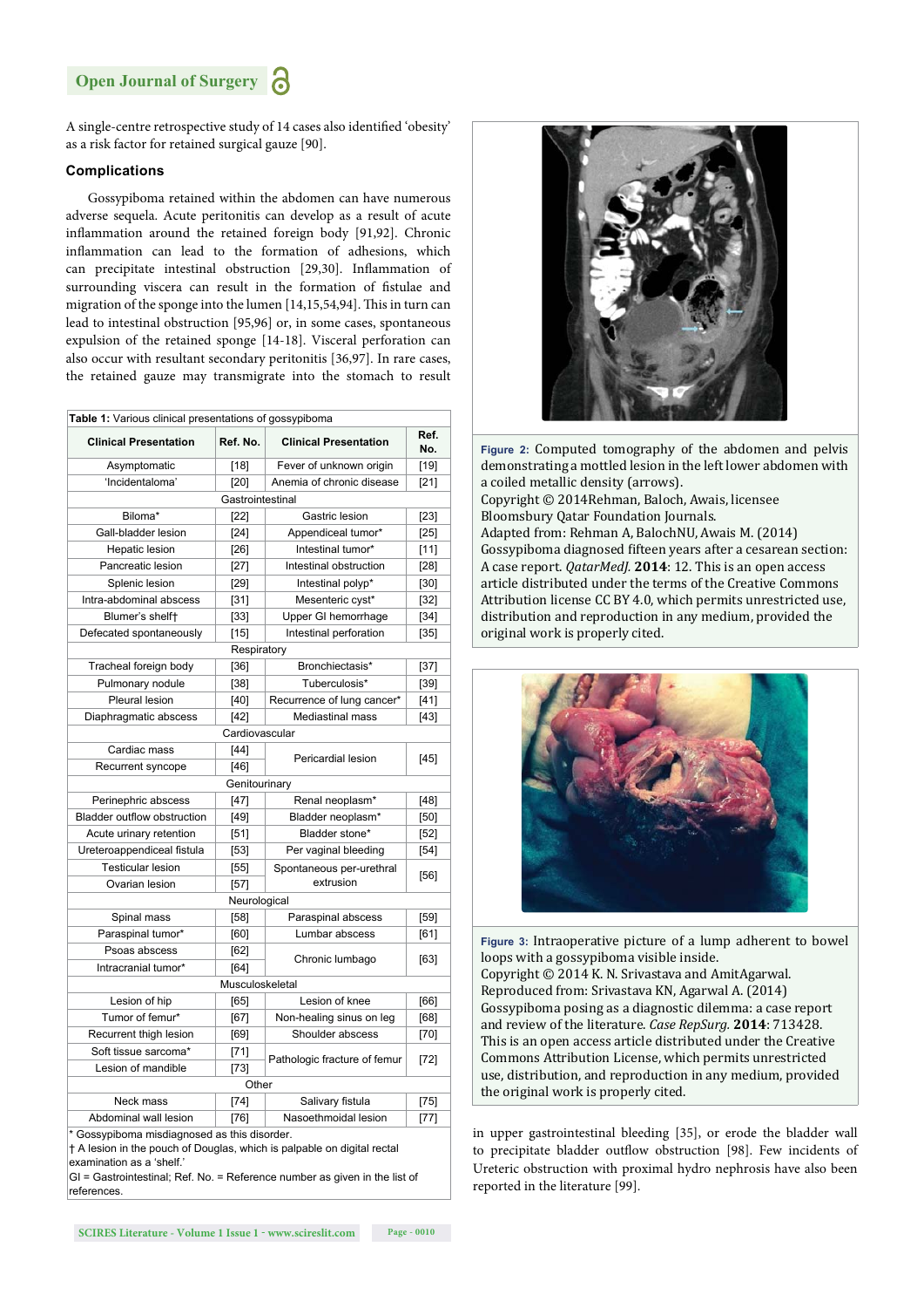A single-centre retrospective study of 14 cases also identified 'obesity' as a risk factor for retained surgical gauze [90].

### Complications

Gossypiboma retained within the abdomen can have numerous adverse sequela. Acute peritonitis can develop as a result of acute inflammation around the retained foreign body [91,92]. Chronic inflammation can lead to the formation of adhesions, which can precipitate intestinal obstruction [29,30]. Inflammation of surrounding viscera can result in the formation of fistulae and migration of the sponge into the lumen [14,15,54,94]. This in turn can lead to intestinal obstruction [95,96] or, in some cases, spontaneous expulsion of the retained sponge [14-18]. Visceral perforation can also occur with resultant secondary peritonitis [36,97]. In rare cases, the retained gauze may transmigrate into the stomach to result in upper gastrointestinal bleeding [35], or erode the bladder wall to precipitate bladder outflow obstruction [98]. Few incidents of Ureteric obstruction with proximal hydro nephrosis have also been reported in the literature [99].

**Table 1:** Various clinical presentations of gossypiboma

| Clinical Presentation | Ref. No. | Clinical Presentation | Ref. No. |
|---|---|---|---|
| Asymptomatic | [18] | Fever of unknown origin | [19] |
| 'Incidentaloma' | [20] | Anemia of chronic disease | [21] |
| Gastrointestinal | | | |
| Biloma* | [22] | Gastric lesion | [23] |
| Gall-bladder lesion | [24] | Appendiceal tumor* | [25] |
| Hepatic lesion | [26] | Intestinal tumor* | [11] |
| Pancreatic lesion | [27] | Intestinal obstruction | [28] |
| Splenic lesion | [29] | Intestinal polyp* | [30] |
| Intra-abdominal abscess | [31] | Mesenteric cyst* | [32] |
| Blumer's shelf† | [33] | Upper GI hemorrhage | [34] |
| Defecated spontaneously | [15] | Intestinal perforation | [35] |
| Respiratory | | | |
| Tracheal foreign body | [36] | Bronchiectasis* | [37] |
| Pulmonary nodule | [38] | Tuberculosis* | [39] |
| Pleural lesion | [40] | Recurrence of lung cancer* | [41] |
| Diaphragmatic abscess | [42] | Mediastinal mass | [43] |
| Cardiovascular | | | |
| Cardiac mass | [44] | Pericardial lesion | [45] |
| Recurrent syncope | [46] | | |
| Genitourinary | | | |
| Perinephric abscess | [47] | Renal neoplasm* | [48] |
| Bladder outflow obstruction | [49] | Bladder neoplasm* | [50] |
| Acute urinary retention | [51] | Bladder stone* | [52] |
| Ureteroappendiceal fistula | [53] | Per vaginal bleeding | [54] |
| Testicular lesion | [55] | Spontaneous per-urethral extrusion | [56] |
| Ovarian lesion | [57] | | |
| Neurological | | | |
| Spinal mass | [58] | Paraspinal abscess | [59] |
| Paraspinal tumor* | [60] | Lumbar abscess | [61] |
| Psoas abscess | [62] | Chronic lumbago | [63] |
| Intracranial tumor* | [64] | | |
| Musculoskeletal | | | |
| Lesion of hip | [65] | Lesion of knee | [66] |
| Tumor of femur* | [67] | Non-healing sinus on leg | [68] |
| Recurrent thigh lesion | [69] | Shoulder abscess | [70] |
| Soft tissue sarcoma* | [71] | Pathologic fracture of femur | [72] |
| Lesion of mandible | [73] | | |
| Other | | | |
| Neck mass | [74] | Salivary fistula | [75] |
| Abdominal wall lesion | [76] | Nasoethmoidal lesion | [77] |

\* Gossypiboma misdiagnosed as this disorder.
† A lesion in the pouch of Douglas, which is palpable on digital rectal examination as a 'shelf.'
GI = Gastrointestinal; Ref. No. = Reference number as given in the list of references.

**Figure 2:** Computed tomography of the abdomen and pelvis demonstrating a mottled lesion in the left lower abdomen with a coiled metallic density (arrows).
Copyright © 2014Rehman, Baloch, Awais, licensee Bloomsbury Qatar Foundation Journals.
Adapted from: Rehman A, BalochNU, Awais M. (2014) Gossypiboma diagnosed fifteen years after a cesarean section: A case report. *QatarMedJ.* **2014**: 12. This is an open access article distributed under the terms of the Creative Commons Attribution license CC BY 4.0, which permits unrestricted use, distribution and reproduction in any medium, provided the original work is properly cited.

**Figure 3:** Intraoperative picture of a lump adherent to bowel loops with a gossypiboma visible inside.
Copyright © 2014 K. N. Srivastava and AmitAgarwal.
Reproduced from: Srivastava KN, Agarwal A. (2014) Gossypiboma posing as a diagnostic dilemma: a case report and review of the literature. *Case RepSurg.* **2014**: 713428. This is an open access article distributed under the Creative Commons Attribution License, which permits unrestricted use, distribution, and reproduction in any medium, provided the original work is properly cited.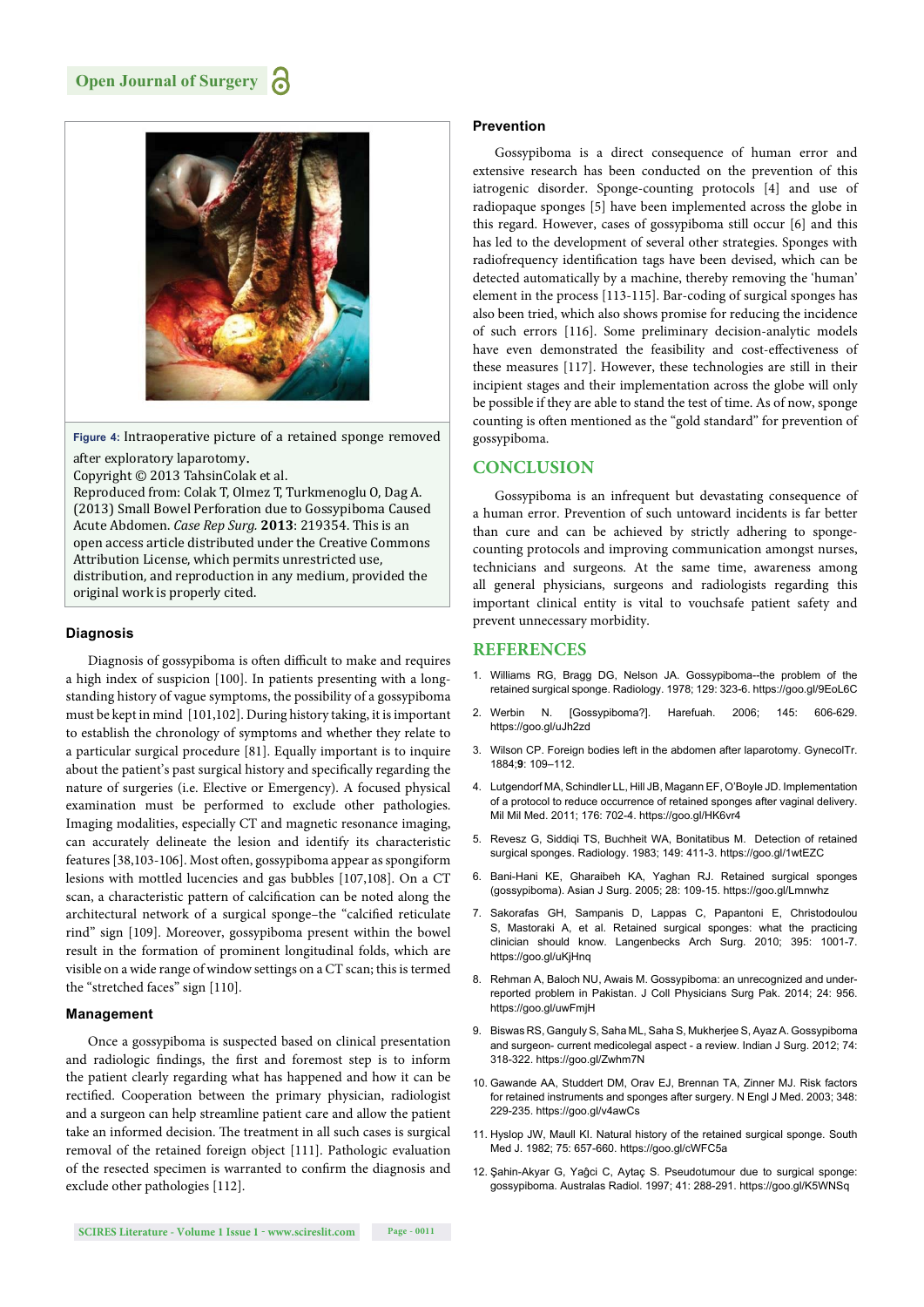**Figure 4:** Intraoperative picture of a retained sponge removed after exploratory laparotomy.
Copyright © 2013 TahsinColak et al.
Reproduced from: Colak T, Olmez T, Turkmenoglu O, Dag A. (2013) Small Bowel Perforation due to Gossypiboma Caused Acute Abdomen. *Case Rep Surg.* **2013**: 219354. This is an open access article distributed under the Creative Commons Attribution License, which permits unrestricted use, distribution, and reproduction in any medium, provided the original work is properly cited.

### Diagnosis

Diagnosis of gossypiboma is often difficult to make and requires a high index of suspicion [100]. In patients presenting with a long-standing history of vague symptoms, the possibility of a gossypiboma must be kept in mind [101,102]. During history taking, it is important to establish the chronology of symptoms and whether they relate to a particular surgical procedure [81]. Equally important is to inquire about the patient's past surgical history and specifically regarding the nature of surgeries (i.e. Elective or Emergency). A focused physical examination must be performed to exclude other pathologies. Imaging modalities, especially CT and magnetic resonance imaging, can accurately delineate the lesion and identify its characteristic features [38,103-106]. Most often, gossypiboma appear as spongiform lesions with mottled lucencies and gas bubbles [107,108]. On a CT scan, a characteristic pattern of calcification can be noted along the architectural network of a surgical sponge–the "calcified reticulate rind" sign [109]. Moreover, gossypiboma present within the bowel result in the formation of prominent longitudinal folds, which are visible on a wide range of window settings on a CT scan; this is termed the "stretched faces" sign [110].

### Management

Once a gossypiboma is suspected based on clinical presentation and radiologic findings, the first and foremost step is to inform the patient clearly regarding what has happened and how it can be rectified. Cooperation between the primary physician, radiologist and a surgeon can help streamline patient care and allow the patient take an informed decision. The treatment in all such cases is surgical removal of the retained foreign object [111]. Pathologic evaluation of the resected specimen is warranted to confirm the diagnosis and exclude other pathologies [112].

### Prevention

Gossypiboma is a direct consequence of human error and extensive research has been conducted on the prevention of this iatrogenic disorder. Sponge-counting protocols [4] and use of radiopaque sponges [5] have been implemented across the globe in this regard. However, cases of gossypiboma still occur [6] and this has led to the development of several other strategies. Sponges with radiofrequency identification tags have been devised, which can be detected automatically by a machine, thereby removing the 'human' element in the process [113-115]. Bar-coding of surgical sponges has also been tried, which also shows promise for reducing the incidence of such errors [116]. Some preliminary decision-analytic models have even demonstrated the feasibility and cost-effectiveness of these measures [117]. However, these technologies are still in their incipient stages and their implementation across the globe will only be possible if they are able to stand the test of time. As of now, sponge counting is often mentioned as the "gold standard" for prevention of gossypiboma.

## CONCLUSION

Gossypiboma is an infrequent but devastating consequence of a human error. Prevention of such untoward incidents is far better than cure and can be achieved by strictly adhering to sponge-counting protocols and improving communication amongst nurses, technicians and surgeons. At the same time, awareness among all general physicians, surgeons and radiologists regarding this important clinical entity is vital to vouchsafe patient safety and prevent unnecessary morbidity.

## REFERENCES

1. Williams RG, Bragg DG, Nelson JA. Gossypiboma--the problem of the retained surgical sponge. Radiology. 1978; 129: 323-6. https://goo.gl/9EoL6C
2. Werbin N. [Gossypiboma?]. Harefuah. 2006; 145: 606-629. https://goo.gl/uJh2zd
3. Wilson CP. Foreign bodies left in the abdomen after laparotomy. GynecolTr. 1884;**9**: 109–112.
4. Lutgendorf MA, Schindler LL, Hill JB, Magann EF, O'Boyle JD. Implementation of a protocol to reduce occurrence of retained sponges after vaginal delivery. Mil Mil Med. 2011; 176: 702-4. https://goo.gl/HK6vr4
5. Revesz G, Siddiqi TS, Buchheit WA, Bonitatibus M. Detection of retained surgical sponges. Radiology. 1983; 149: 411-3. https://goo.gl/1wtEZC
6. Bani-Hani KE, Gharaibeh KA, Yaghan RJ. Retained surgical sponges (gossypiboma). Asian J Surg. 2005; 28: 109-15. https://goo.gl/Lmnwhz
7. Sakorafas GH, Sampanis D, Lappas C, Papantoni E, Christodoulou S, Mastoraki A, et al. Retained surgical sponges: what the practicing clinician should know. Langenbecks Arch Surg. 2010; 395: 1001-7. https://goo.gl/uKjHnq
8. Rehman A, Baloch NU, Awais M. Gossypiboma: an unrecognized and under-reported problem in Pakistan. J Coll Physicians Surg Pak. 2014; 24: 956. https://goo.gl/uwFmjH
9. Biswas RS, Ganguly S, Saha ML, Saha S, Mukherjee S, Ayaz A. Gossypiboma and surgeon- current medicolegal aspect - a review. Indian J Surg. 2012; 74: 318-322. https://goo.gl/Zwhm7N
10. Gawande AA, Studdert DM, Orav EJ, Brennan TA, Zinner MJ. Risk factors for retained instruments and sponges after surgery. N Engl J Med. 2003; 348: 229-235. https://goo.gl/v4awCs
11. Hyslop JW, Maull KI. Natural history of the retained surgical sponge. South Med J. 1982; 75: 657-660. https://goo.gl/cWFC5a
12. Şahin-Akyar G, Yağci C, Aytaç S. Pseudotumour due to surgical sponge: gossypiboma. Australas Radiol. 1997; 41: 288-291. https://goo.gl/K5WNSq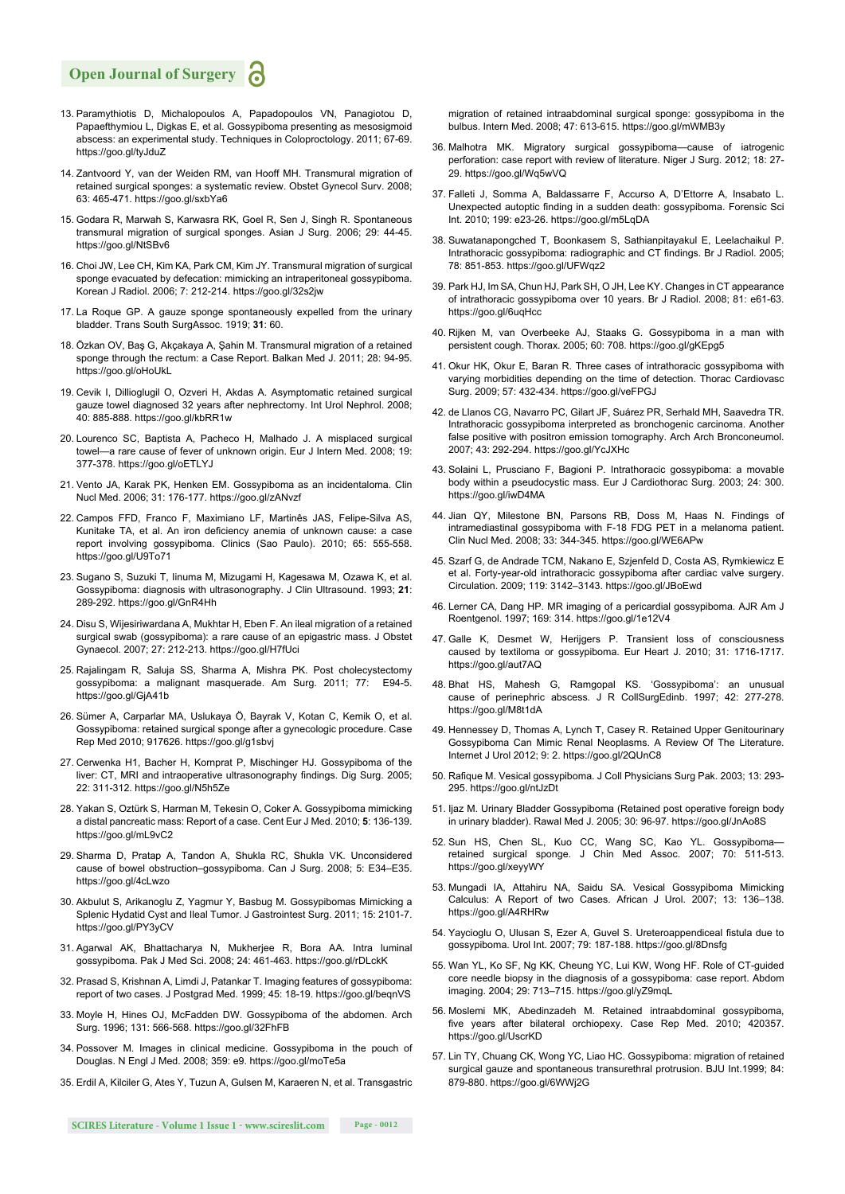13. Paramythiotis D, Michalopoulos A, Papadopoulos VN, Panagiotou D, Papaefthymiou L, Digkas E, et al. Gossypiboma presenting as mesosigmoid abscess: an experimental study. Techniques in Coloproctology. 2011; 67-69. https://goo.gl/tyJduZ

14. Zantvoord Y, van der Weiden RM, van Hooff MH. Transmural migration of retained surgical sponges: a systematic review. Obstet Gynecol Surv. 2008; 63: 465-471. https://goo.gl/sxbYa6

15. Godara R, Marwah S, Karwasra RK, Goel R, Sen J, Singh R. Spontaneous transmural migration of surgical sponges. Asian J Surg. 2006; 29: 44-45. https://goo.gl/NtSBv6

16. Choi JW, Lee CH, Kim KA, Park CM, Kim JY. Transmural migration of surgical sponge evacuated by defecation: mimicking an intraperitoneal gossypiboma. Korean J Radiol. 2006; 7: 212-214. https://goo.gl/32s2jw

17. La Roque GP. A gauze sponge spontaneously expelled from the urinary bladder. Trans South SurgAssoc. 1919; **31**: 60.

18. Özkan OV, Baş G, Akçakaya A, Şahin M. Transmural migration of a retained sponge through the rectum: a Case Report. Balkan Med J. 2011; 28: 94-95. https://goo.gl/oHoUkL

19. Cevik I, Dillioglugil O, Ozveri H, Akdas A. Asymptomatic retained surgical gauze towel diagnosed 32 years after nephrectomy. Int Urol Nephrol. 2008; 40: 885-888. https://goo.gl/kbRR1w

20. Lourenco SC, Baptista A, Pacheco H, Malhado J. A misplaced surgical towel—a rare cause of fever of unknown origin. Eur J Intern Med. 2008; 19: 377-378. https://goo.gl/oETLYJ

21. Vento JA, Karak PK, Henken EM. Gossypiboma as an incidentaloma. Clin Nucl Med. 2006; 31: 176-177. https://goo.gl/zANvzf

22. Campos FFD, Franco F, Maximiano LF, Martinês JAS, Felipe-Silva AS, Kunitake TA, et al. An iron deficiency anemia of unknown cause: a case report involving gossypiboma. Clinics (Sao Paulo). 2010; 65: 555-558. https://goo.gl/U9To71

23. Sugano S, Suzuki T, Iinuma M, Mizugami H, Kagesawa M, Ozawa K, et al. Gossypiboma: diagnosis with ultrasonography. J Clin Ultrasound. 1993; **21**: 289-292. https://goo.gl/GnR4Hh

24. Disu S, Wijesiriwardana A, Mukhtar H, Eben F. An ileal migration of a retained surgical swab (gossypiboma): a rare cause of an epigastric mass. J Obstet Gynaecol. 2007; 27: 212-213. https://goo.gl/H7fUci

25. Rajalingam R, Saluja SS, Sharma A, Mishra PK. Post cholecystectomy gossypiboma: a malignant masquerade. Am Surg. 2011; 77: E94-5. https://goo.gl/GjA41b

26. Sümer A, Carparlar MA, Uslukaya Ö, Bayrak V, Kotan C, Kemik O, et al. Gossypiboma: retained surgical sponge after a gynecologic procedure. Case Rep Med 2010; 917626. https://goo.gl/g1sbvj

27. Cerwenka H1, Bacher H, Kornprat P, Mischinger HJ. Gossypiboma of the liver: CT, MRI and intraoperative ultrasonography findings. Dig Surg. 2005; 22: 311-312. https://goo.gl/N5h5Ze

28. Yakan S, Oztürk S, Harman M, Tekesin O, Coker A. Gossypiboma mimicking a distal pancreatic mass: Report of a case. Cent Eur J Med. 2010; **5**: 136-139. https://goo.gl/mL9vC2

29. Sharma D, Pratap A, Tandon A, Shukla RC, Shukla VK. Unconsidered cause of bowel obstruction–gossypiboma. Can J Surg. 2008; 5: E34–E35. https://goo.gl/4cLwzo

30. Akbulut S, Arikanoglu Z, Yagmur Y, Basbug M. Gossypibomas Mimicking a Splenic Hydatid Cyst and Ileal Tumor. J Gastrointest Surg. 2011; 15: 2101-7. https://goo.gl/PY3yCV

31. Agarwal AK, Bhattacharya N, Mukherjee R, Bora AA. Intra luminal gossypiboma. Pak J Med Sci. 2008; 24: 461-463. https://goo.gl/rDLckK

32. Prasad S, Krishnan A, Limdi J, Patankar T. Imaging features of gossypiboma: report of two cases. J Postgrad Med. 1999; 45: 18-19. https://goo.gl/beqnVS

33. Moyle H, Hines OJ, McFadden DW. Gossypiboma of the abdomen. Arch Surg. 1996; 131: 566-568. https://goo.gl/32FhFB

34. Possover M. Images in clinical medicine. Gossypiboma in the pouch of Douglas. N Engl J Med. 2008; 359: e9. https://goo.gl/moTe5a

35. Erdil A, Kilciler G, Ates Y, Tuzun A, Gulsen M, Karaeren N, et al. Transgastric migration of retained intraabdominal surgical sponge: gossypiboma in the bulbus. Intern Med. 2008; 47: 613-615. https://goo.gl/mWMB3y

36. Malhotra MK. Migratory surgical gossypiboma—cause of iatrogenic perforation: case report with review of literature. Niger J Surg. 2012; 18: 27-29. https://goo.gl/Wq5wVQ

37. Falleti J, Somma A, Baldassarre F, Accurso A, D'Ettorre A, Insabato L. Unexpected autoptic finding in a sudden death: gossypiboma. Forensic Sci Int. 2010; 199: e23-26. https://goo.gl/m5LqDA

38. Suwatanapongched T, Boonkasem S, Sathianpitayakul E, Leelachaikul P. Intrathoracic gossypiboma: radiographic and CT findings. Br J Radiol. 2005; 78: 851-853. https://goo.gl/UFWqz2

39. Park HJ, Im SA, Chun HJ, Park SH, O JH, Lee KY. Changes in CT appearance of intrathoracic gossypiboma over 10 years. Br J Radiol. 2008; 81: e61-63. https://goo.gl/6uqHcc

40. Rijken M, van Overbeeke AJ, Staaks G. Gossypiboma in a man with persistent cough. Thorax. 2005; 60: 708. https://goo.gl/gKEpg5

41. Okur HK, Okur E, Baran R. Three cases of intrathoracic gossypiboma with varying morbidities depending on the time of detection. Thorac Cardiovasc Surg. 2009; 57: 432-434. https://goo.gl/veFPGJ

42. de Llanos CG, Navarro PC, Gilart JF, Suárez PR, Serhald MH, Saavedra TR. Intrathoracic gossypiboma interpreted as bronchogenic carcinoma. Another false positive with positron emission tomography. Arch Arch Bronconeumol. 2007; 43: 292-294. https://goo.gl/YcJXHc

43. Solaini L, Prusciano F, Bagioni P. Intrathoracic gossypiboma: a movable body within a pseudocystic mass. Eur J Cardiothorac Surg. 2003; 24: 300. https://goo.gl/iwD4MA

44. Jian QY, Milestone BN, Parsons RB, Doss M, Haas N. Findings of intramediastinal gossypiboma with F-18 FDG PET in a melanoma patient. Clin Nucl Med. 2008; 33: 344-345. https://goo.gl/WE6APw

45. Szarf G, de Andrade TCM, Nakano E, Szjenfeld D, Costa AS, Rymkiewicz E et al. Forty-year-old intrathoracic gossypiboma after cardiac valve surgery. Circulation. 2009; 119: 3142–3143. https://goo.gl/JBoEwd

46. Lerner CA, Dang HP. MR imaging of a pericardial gossypiboma. AJR Am J Roentgenol. 1997; 169: 314. https://goo.gl/1e12V4

47. Galle K, Desmet W, Herijgers P. Transient loss of consciousness caused by textiloma or gossypiboma. Eur Heart J. 2010; 31: 1716-1717. https://goo.gl/aut7AQ

48. Bhat HS, Mahesh G, Ramgopal KS. 'Gossypiboma': an unusual cause of perinephric abscess. J R CollSurgEdinb. 1997; 42: 277-278. https://goo.gl/M8t1dA

49. Hennessey D, Thomas A, Lynch T, Casey R. Retained Upper Genitourinary Gossypiboma Can Mimic Renal Neoplasms. A Review Of The Literature. Internet J Urol 2012; 9: 2. https://goo.gl/2QUnC8

50. Rafique M. Vesical gossypiboma. J Coll Physicians Surg Pak. 2003; 13: 293-295. https://goo.gl/ntJzDt

51. Ijaz M. Urinary Bladder Gossypiboma (Retained post operative foreign body in urinary bladder). Rawal Med J. 2005; 30: 96-97. https://goo.gl/JnAo8S

52. Sun HS, Chen SL, Kuo CC, Wang SC, Kao YL. Gossypiboma—retained surgical sponge. J Chin Med Assoc. 2007; 70: 511-513. https://goo.gl/xeyyWY

53. Mungadi IA, Attahiru NA, Saidu SA. Vesical Gossypiboma Mimicking Calculus: A Report of two Cases. African J Urol. 2007; 13: 136–138. https://goo.gl/A4RHRw

54. Yaycioglu O, Ulusan S, Ezer A, Guvel S. Ureteroappendiceal fistula due to gossypiboma. Urol Int. 2007; 79: 187-188. https://goo.gl/8Dnsfg

55. Wan YL, Ko SF, Ng KK, Cheung YC, Lui KW, Wong HF. Role of CT-guided core needle biopsy in the diagnosis of a gossypiboma: case report. Abdom imaging. 2004; 29: 713–715. https://goo.gl/yZ9mqL

56. Moslemi MK, Abedinzadeh M. Retained intraabdominal gossypiboma, five years after bilateral orchiopexy. Case Rep Med. 2010; 420357. https://goo.gl/UscrKD

57. Lin TY, Chuang CK, Wong YC, Liao HC. Gossypiboma: migration of retained surgical gauze and spontaneous transurethral protrusion. BJU Int.1999; 84: 879-880. https://goo.gl/6WWj2G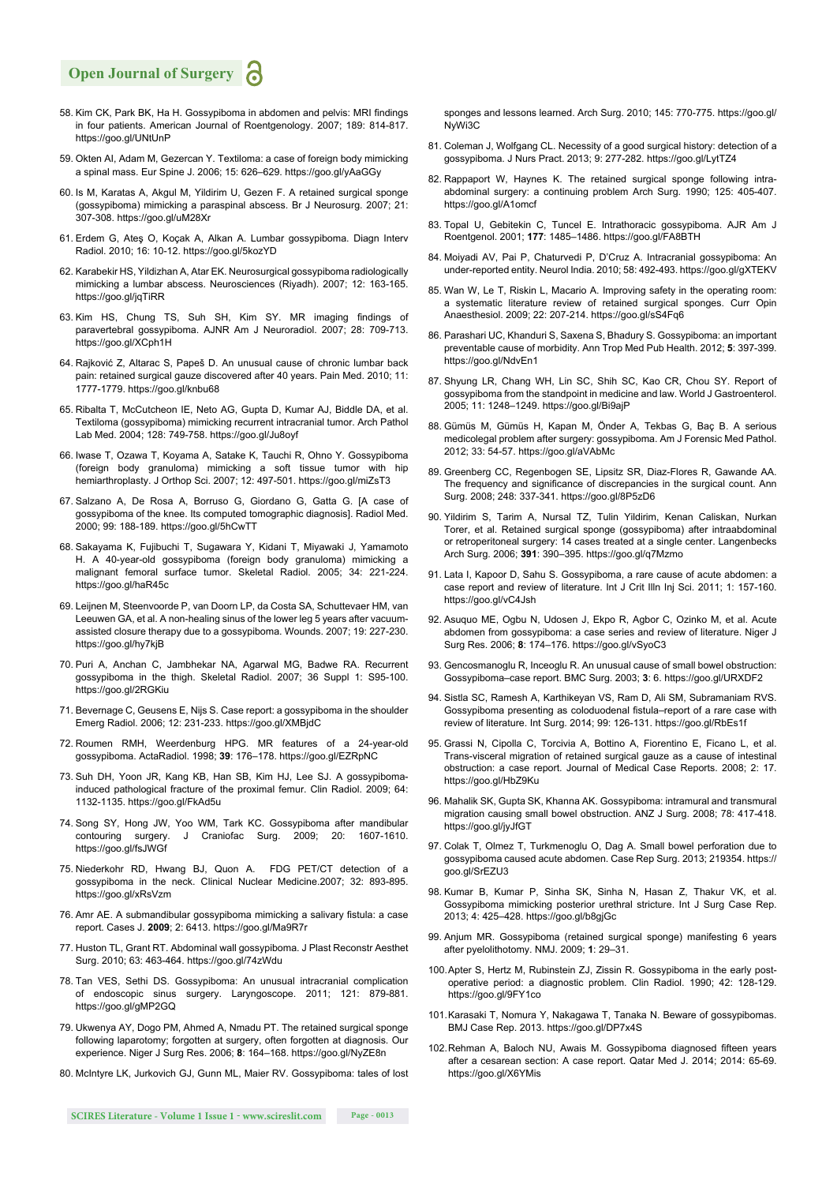58. Kim CK, Park BK, Ha H. Gossypiboma in abdomen and pelvis: MRI findings in four patients. American Journal of Roentgenology. 2007; 189: 814-817. https://goo.gl/UNtUnP

59. Okten AI, Adam M, Gezercan Y. Textiloma: a case of foreign body mimicking a spinal mass. Eur Spine J. 2006; 15: 626–629. https://goo.gl/yAaGGy

60. Is M, Karatas A, Akgul M, Yildirim U, Gezen F. A retained surgical sponge (gossypiboma) mimicking a paraspinal abscess. Br J Neurosurg. 2007; 21: 307-308. https://goo.gl/uM28Xr

61. Erdem G, Ateş O, Koçak A, Alkan A. Lumbar gossypiboma. Diagn Interv Radiol. 2010; 16: 10-12. https://goo.gl/5kozYD

62. Karabekir HS, Yildizhan A, Atar EK. Neurosurgical gossypiboma radiologically mimicking a lumbar abscess. Neurosciences (Riyadh). 2007; 12: 163-165. https://goo.gl/jqTiRR

63. Kim HS, Chung TS, Suh SH, Kim SY. MR imaging findings of paravertebral gossypiboma. AJNR Am J Neuroradiol. 2007; 28: 709-713. https://goo.gl/XCph1H

64. Rajković Z, Altarac S, Papeš D. An unusual cause of chronic lumbar back pain: retained surgical gauze discovered after 40 years. Pain Med. 2010; 11: 1777-1779. https://goo.gl/knbu68

65. Ribalta T, McCutcheon IE, Neto AG, Gupta D, Kumar AJ, Biddle DA, et al. Textiloma (gossypiboma) mimicking recurrent intracranial tumor. Arch Pathol Lab Med. 2004; 128: 749-758. https://goo.gl/Ju8oyf

66. Iwase T, Ozawa T, Koyama A, Satake K, Tauchi R, Ohno Y. Gossypiboma (foreign body granuloma) mimicking a soft tissue tumor with hip hemiarthroplasty. J Orthop Sci. 2007; 12: 497-501. https://goo.gl/miZsT3

67. Salzano A, De Rosa A, Borruso G, Giordano G, Gatta G. [A case of gossypiboma of the knee. Its computed tomographic diagnosis]. Radiol Med. 2000; 99: 188-189. https://goo.gl/5hCwTT

68. Sakayama K, Fujibuchi T, Sugawara Y, Kidani T, Miyawaki J, Yamamoto H. A 40-year-old gossypiboma (foreign body granuloma) mimicking a malignant femoral surface tumor. Skeletal Radiol. 2005; 34: 221-224. https://goo.gl/haR45c

69. Leijnen M, Steenvoorde P, van Doorn LP, da Costa SA, Schuttevaer HM, van Leeuwen GA, et al. A non-healing sinus of the lower leg 5 years after vacuum-assisted closure therapy due to a gossypiboma. Wounds. 2007; 19: 227-230. https://goo.gl/hy7kjB

70. Puri A, Anchan C, Jambhekar NA, Agarwal MG, Badwe RA. Recurrent gossypiboma in the thigh. Skeletal Radiol. 2007; 36 Suppl 1: S95-100. https://goo.gl/2RGKiu

71. Bevernage C, Geusens E, Nijs S. Case report: a gossypiboma in the shoulder Emerg Radiol. 2006; 12: 231-233. https://goo.gl/XMBjdC

72. Roumen RMH, Weerdenburg HPG. MR features of a 24-year-old gossypiboma. ActaRadiol. 1998; **39**: 176–178. https://goo.gl/EZRpNC

73. Suh DH, Yoon JR, Kang KB, Han SB, Kim HJ, Lee SJ. A gossypiboma-induced pathological fracture of the proximal femur. Clin Radiol. 2009; 64: 1132-1135. https://goo.gl/FkAd5u

74. Song SY, Hong JW, Yoo WM, Tark KC. Gossypiboma after mandibular contouring surgery. J Craniofac Surg. 2009; 20: 1607-1610. https://goo.gl/fsJWGf

75. Niederkohr RD, Hwang BJ, Quon A. FDG PET/CT detection of a gossypiboma in the neck. Clinical Nuclear Medicine.2007; 32: 893-895. https://goo.gl/xRsVzm

76. Amr AE. A submandibular gossypiboma mimicking a salivary fistula: a case report. Cases J. **2009**; 2: 6413. https://goo.gl/Ma9R7r

77. Huston TL, Grant RT. Abdominal wall gossypiboma. J Plast Reconstr Aesthet Surg. 2010; 63: 463-464. https://goo.gl/74zWdu

78. Tan VES, Sethi DS. Gossypiboma: An unusual intracranial complication of endoscopic sinus surgery. Laryngoscope. 2011; 121: 879-881. https://goo.gl/gMP2GQ

79. Ukwenya AY, Dogo PM, Ahmed A, Nmadu PT. The retained surgical sponge following laparotomy; forgotten at surgery, often forgotten at diagnosis. Our experience. Niger J Surg Res. 2006; **8**: 164–168. https://goo.gl/NyZE8n

80. McIntyre LK, Jurkovich GJ, Gunn ML, Maier RV. Gossypiboma: tales of lost sponges and lessons learned. Arch Surg. 2010; 145: 770-775. https://goo.gl/NyWi3C

81. Coleman J, Wolfgang CL. Necessity of a good surgical history: detection of a gossypiboma. J Nurs Pract. 2013; 9: 277-282. https://goo.gl/LytTZ4

82. Rappaport W, Haynes K. The retained surgical sponge following intra-abdominal surgery: a continuing problem Arch Surg. 1990; 125: 405-407. https://goo.gl/A1omcf

83. Topal U, Gebitekin C, Tuncel E. Intrathoracic gossypiboma. AJR Am J Roentgenol. 2001; **177**: 1485–1486. https://goo.gl/FA8BTH

84. Moiyadi AV, Pai P, Chaturvedi P, D'Cruz A. Intracranial gossypiboma: An under-reported entity. Neurol India. 2010; 58: 492-493. https://goo.gl/gXTEKV

85. Wan W, Le T, Riskin L, Macario A. Improving safety in the operating room: a systematic literature review of retained surgical sponges. Curr Opin Anaesthesiol. 2009; 22: 207-214. https://goo.gl/sS4Fq6

86. Parashari UC, Khanduri S, Saxena S, Bhadury S. Gossypiboma: an important preventable cause of morbidity. Ann Trop Med Pub Health. 2012; **5**: 397-399. https://goo.gl/NdvEn1

87. Shyung LR, Chang WH, Lin SC, Shih SC, Kao CR, Chou SY. Report of gossypiboma from the standpoint in medicine and law. World J Gastroenterol. 2005; 11: 1248–1249. https://goo.gl/Bi9ajP

88. Gümüs M, Gümüs H, Kapan M, Önder A, Tekbas G, Baç B. A serious medicolegal problem after surgery: gossypiboma. Am J Forensic Med Pathol. 2012; 33: 54-57. https://goo.gl/aVAbMc

89. Greenberg CC, Regenbogen SE, Lipsitz SR, Diaz-Flores R, Gawande AA. The frequency and significance of discrepancies in the surgical count. Ann Surg. 2008; 248: 337-341. https://goo.gl/8P5zD6

90. Yildirim S, Tarim A, Nursal TZ, Tulin Yildirim, Kenan Caliskan, Nurkan Torer, et al. Retained surgical sponge (gossypiboma) after intraabdominal or retroperitoneal surgery: 14 cases treated at a single center. Langenbecks Arch Surg. 2006; **391**: 390–395. https://goo.gl/q7Mzmo

91. Lata I, Kapoor D, Sahu S. Gossypiboma, a rare cause of acute abdomen: a case report and review of literature. Int J Crit Illn Inj Sci. 2011; 1: 157-160. https://goo.gl/vC4Jsh

92. Asuquo ME, Ogbu N, Udosen J, Ekpo R, Agbor C, Ozinko M, et al. Acute abdomen from gossypiboma: a case series and review of literature. Niger J Surg Res. 2006; **8**: 174–176. https://goo.gl/vSyoC3

93. Gencosmanoglu R, Inceoglu R. An unusual cause of small bowel obstruction: Gossypiboma–case report. BMC Surg. 2003; **3**: 6. https://goo.gl/URXDF2

94. Sistla SC, Ramesh A, Karthikeyan VS, Ram D, Ali SM, Subramaniam RVS. Gossypiboma presenting as coloduodenal fistula–report of a rare case with review of literature. Int Surg. 2014; 99: 126-131. https://goo.gl/RbEs1f

95. Grassi N, Cipolla C, Torcivia A, Bottino A, Fiorentino E, Ficano L, et al. Trans-visceral migration of retained surgical gauze as a cause of intestinal obstruction: a case report. Journal of Medical Case Reports. 2008; 2: 17. https://goo.gl/HbZ9Ku

96. Mahalik SK, Gupta SK, Khanna AK. Gossypiboma: intramural and transmural migration causing small bowel obstruction. ANZ J Surg. 2008; 78: 417-418. https://goo.gl/jyJfGT

97. Colak T, Olmez T, Turkmenoglu O, Dag A. Small bowel perforation due to gossypiboma caused acute abdomen. Case Rep Surg. 2013; 219354. https://goo.gl/SrEZU3

98. Kumar B, Kumar P, Sinha SK, Sinha N, Hasan Z, Thakur VK, et al. Gossypiboma mimicking posterior urethral stricture. Int J Surg Case Rep. 2013; 4: 425–428. https://goo.gl/b8gjGc

99. Anjum MR. Gossypiboma (retained surgical sponge) manifesting 6 years after pyelolithotomy. NMJ. 2009; **1**: 29–31.

100. Apter S, Hertz M, Rubinstein ZJ, Zissin R. Gossypiboma in the early post-operative period: a diagnostic problem. Clin Radiol. 1990; 42: 128-129. https://goo.gl/9FY1co

101. Karasaki T, Nomura Y, Nakagawa T, Tanaka N. Beware of gossypibomas. BMJ Case Rep. 2013. https://goo.gl/DP7x4S

102. Rehman A, Baloch NU, Awais M. Gossypiboma diagnosed fifteen years after a cesarean section: A case report. Qatar Med J. 2014; 2014: 65-69. https://goo.gl/X6YMis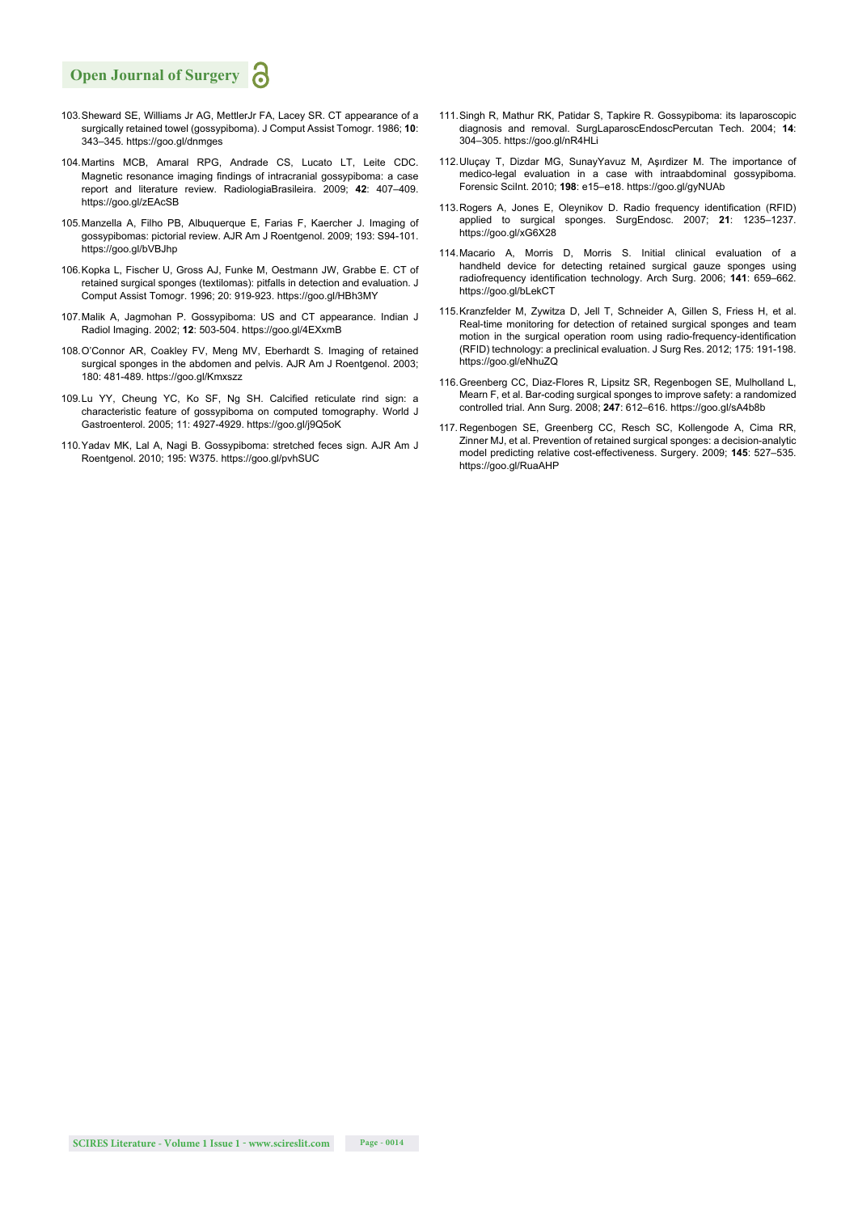103. Sheward SE, Williams Jr AG, MettlerJr FA, Lacey SR. CT appearance of a surgically retained towel (gossypiboma). J Comput Assist Tomogr. 1986; **10**: 343–345. https://goo.gl/dnmges

104. Martins MCB, Amaral RPG, Andrade CS, Lucato LT, Leite CDC. Magnetic resonance imaging findings of intracranial gossypiboma: a case report and literature review. RadiologiaBrasileira. 2009; **42**: 407–409. https://goo.gl/zEAcSB

105. Manzella A, Filho PB, Albuquerque E, Farias F, Kaercher J. Imaging of gossypibomas: pictorial review. AJR Am J Roentgenol. 2009; 193: S94-101. https://goo.gl/bVBJhp

106. Kopka L, Fischer U, Gross AJ, Funke M, Oestmann JW, Grabbe E. CT of retained surgical sponges (textilomas): pitfalls in detection and evaluation. J Comput Assist Tomogr. 1996; 20: 919-923. https://goo.gl/HBh3MY

107. Malik A, Jagmohan P. Gossypiboma: US and CT appearance. Indian J Radiol Imaging. 2002; **12**: 503-504. https://goo.gl/4EXxmB

108. O'Connor AR, Coakley FV, Meng MV, Eberhardt S. Imaging of retained surgical sponges in the abdomen and pelvis. AJR Am J Roentgenol. 2003; 180: 481-489. https://goo.gl/Kmxszz

109. Lu YY, Cheung YC, Ko SF, Ng SH. Calcified reticulate rind sign: a characteristic feature of gossypiboma on computed tomography. World J Gastroenterol. 2005; 11: 4927-4929. https://goo.gl/j9Q5oK

110. Yadav MK, Lal A, Nagi B. Gossypiboma: stretched feces sign. AJR Am J Roentgenol. 2010; 195: W375. https://goo.gl/pvhSUC

111. Singh R, Mathur RK, Patidar S, Tapkire R. Gossypiboma: its laparoscopic diagnosis and removal. SurgLaparoscEndoscPercutan Tech. 2004; **14**: 304–305. https://goo.gl/nR4HLi

112. Uluçay T, Dizdar MG, SunayYavuz M, Aşırdizer M. The importance of medico-legal evaluation in a case with intraabdominal gossypiboma. Forensic SciInt. 2010; **198**: e15–e18. https://goo.gl/gyNUAb

113. Rogers A, Jones E, Oleynikov D. Radio frequency identification (RFID) applied to surgical sponges. SurgEndosc. 2007; **21**: 1235–1237. https://goo.gl/xG6X28

114. Macario A, Morris D, Morris S. Initial clinical evaluation of a handheld device for detecting retained surgical gauze sponges using radiofrequency identification technology. Arch Surg. 2006; **141**: 659–662. https://goo.gl/bLekCT

115. Kranzfelder M, Zywitza D, Jell T, Schneider A, Gillen S, Friess H, et al. Real-time monitoring for detection of retained surgical sponges and team motion in the surgical operation room using radio-frequency-identification (RFID) technology: a preclinical evaluation. J Surg Res. 2012; 175: 191-198. https://goo.gl/eNhuZQ

116. Greenberg CC, Diaz-Flores R, Lipsitz SR, Regenbogen SE, Mulholland L, Mearn F, et al. Bar-coding surgical sponges to improve safety: a randomized controlled trial. Ann Surg. 2008; **247**: 612–616. https://goo.gl/sA4b8b

117. Regenbogen SE, Greenberg CC, Resch SC, Kollengode A, Cima RR, Zinner MJ, et al. Prevention of retained surgical sponges: a decision-analytic model predicting relative cost-effectiveness. Surgery. 2009; **145**: 527–535. https://goo.gl/RuaAHP